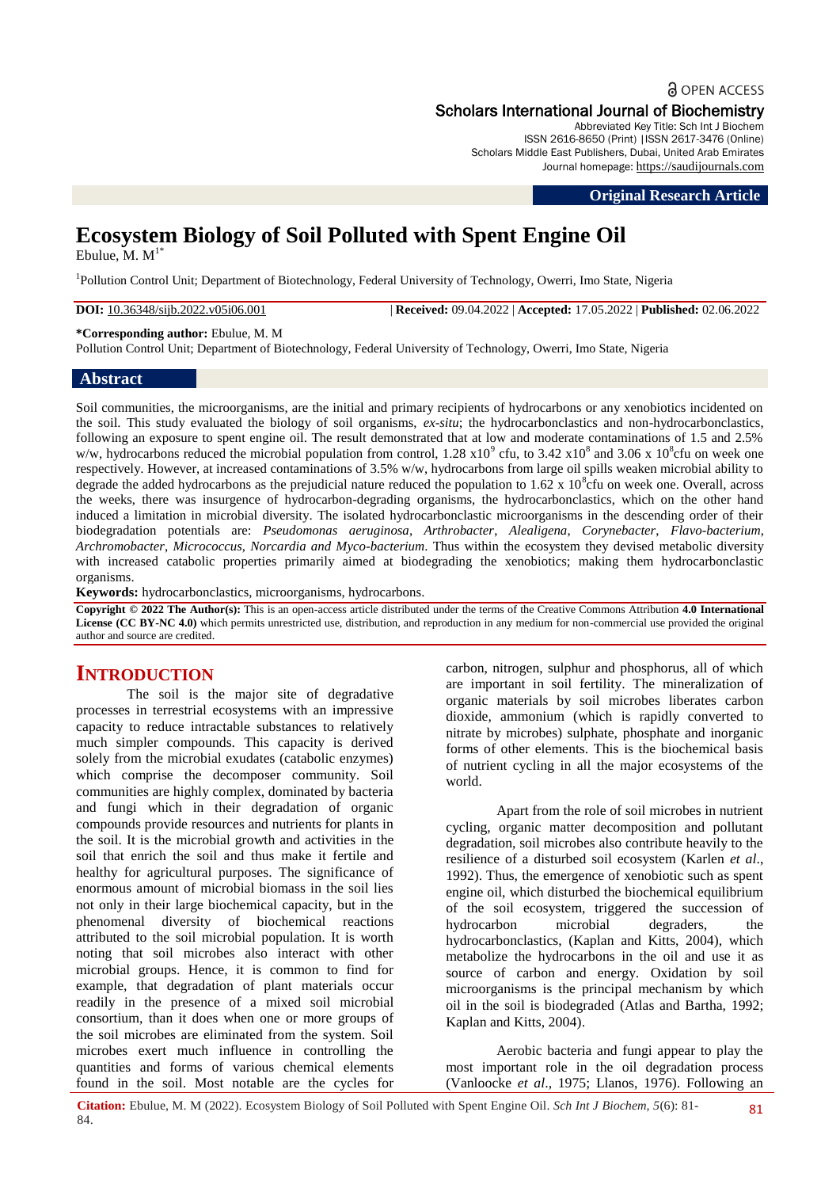Original Research Article

# Ecosystem Biology of Soil Polluted with Spent Engine Oil

Ebulue, M. M[1*]

[1]Pollution Control Unit; Department of Biotechnology, Federal University of Technology, Owerri, Imo State, Nigeria

**DOI:** 10.36348/sijb.2022.v05i06.001 | **Received:** 09.04.2022 | **Accepted:** 17.05.2022 | **Published:** 02.06.2022

**\*Corresponding author:** Ebulue, M. M
Pollution Control Unit; Department of Biotechnology, Federal University of Technology, Owerri, Imo State, Nigeria

## Abstract

Soil communities, the microorganisms, are the initial and primary recipients of hydrocarbons or any xenobiotics incidented on the soil. This study evaluated the biology of soil organisms, *ex-situ*; the hydrocarbonclastics and non-hydrocarbonclastics, following an exposure to spent engine oil. The result demonstrated that at low and moderate contaminations of 1.5 and 2.5% w/w, hydrocarbons reduced the microbial population from control, $1.28 \times 10^9$ cfu, to $3.42 \times 10^8$ and $3.06 \times 10^8$cfu on week one respectively. However, at increased contaminations of 3.5% w/w, hydrocarbons from large oil spills weaken microbial ability to degrade the added hydrocarbons as the prejudicial nature reduced the population to $1.62 \times 10^8$cfu on week one. Overall, across the weeks, there was insurgence of hydrocarbon-degrading organisms, the hydrocarbonclastics, which on the other hand induced a limitation in microbial diversity. The isolated hydrocarbonclastic microorganisms in the descending order of their biodegradation potentials are: *Pseudomonas aeruginosa*, *Arthrobacter*, *Alealigena*, *Corynebacter*, *Flavo-bacterium*, *Archromobacter*, *Micrococcus*, *Norcardia and Myco-bacterium*. Thus within the ecosystem they devised metabolic diversity with increased catabolic properties primarily aimed at biodegrading the xenobiotics; making them hydrocarbonclastic organisms.

**Keywords:** hydrocarbonclastics, microorganisms, hydrocarbons.

**Copyright © 2022 The Author(s):** This is an open-access article distributed under the terms of the Creative Commons Attribution **4.0 International License (CC BY-NC 4.0)** which permits unrestricted use, distribution, and reproduction in any medium for non-commercial use provided the original author and source are credited.

## INTRODUCTION

The soil is the major site of degradative processes in terrestrial ecosystems with an impressive capacity to reduce intractable substances to relatively much simpler compounds. This capacity is derived solely from the microbial exudates (catabolic enzymes) which comprise the decomposer community. Soil communities are highly complex, dominated by bacteria and fungi which in their degradation of organic compounds provide resources and nutrients for plants in the soil. It is the microbial growth and activities in the soil that enrich the soil and thus make it fertile and healthy for agricultural purposes. The significance of enormous amount of microbial biomass in the soil lies not only in their large biochemical capacity, but in the phenomenal diversity of biochemical reactions attributed to the soil microbial population. It is worth noting that soil microbes also interact with other microbial groups. Hence, it is common to find for example, that degradation of plant materials occur readily in the presence of a mixed soil microbial consortium, than it does when one or more groups of the soil microbes are eliminated from the system. Soil microbes exert much influence in controlling the quantities and forms of various chemical elements found in the soil. Most notable are the cycles for carbon, nitrogen, sulphur and phosphorus, all of which are important in soil fertility. The mineralization of organic materials by soil microbes liberates carbon dioxide, ammonium (which is rapidly converted to nitrate by microbes) sulphate, phosphate and inorganic forms of other elements. This is the biochemical basis of nutrient cycling in all the major ecosystems of the world.

Apart from the role of soil microbes in nutrient cycling, organic matter decomposition and pollutant degradation, soil microbes also contribute heavily to the resilience of a disturbed soil ecosystem (Karlen *et al*., 1992). Thus, the emergence of xenobiotic such as spent engine oil, which disturbed the biochemical equilibrium of the soil ecosystem, triggered the succession of hydrocarbon microbial degraders, the hydrocarbonclastics, (Kaplan and Kitts, 2004), which metabolize the hydrocarbons in the oil and use it as source of carbon and energy. Oxidation by soil microorganisms is the principal mechanism by which oil in the soil is biodegraded (Atlas and Bartha, 1992; Kaplan and Kitts, 2004).

Aerobic bacteria and fungi appear to play the most important role in the oil degradation process (Vanloocke *et al*., 1975; Llanos, 1976). Following an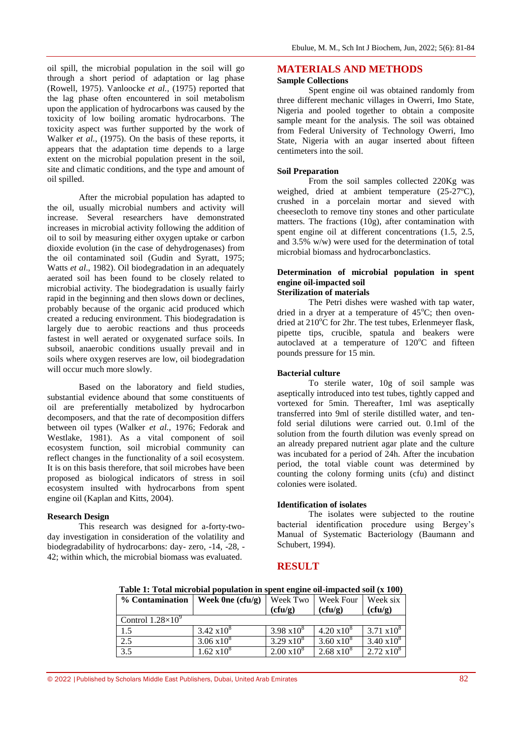oil spill, the microbial population in the soil will go through a short period of adaptation or lag phase (Rowell, 1975). Vanloocke *et al.*, (1975) reported that the lag phase often encountered in soil metabolism upon the application of hydrocarbons was caused by the toxicity of low boiling aromatic hydrocarbons. The toxicity aspect was further supported by the work of Walker *et al.*, (1975). On the basis of these reports, it appears that the adaptation time depends to a large extent on the microbial population present in the soil, site and climatic conditions, and the type and amount of oil spilled.

After the microbial population has adapted to the oil, usually microbial numbers and activity will increase. Several researchers have demonstrated increases in microbial activity following the addition of oil to soil by measuring either oxygen uptake or carbon dioxide evolution (in the case of dehydrogenases) from the oil contaminated soil (Gudin and Syratt, 1975; Watts *et al*., 1982). Oil biodegradation in an adequately aerated soil has been found to be closely related to microbial activity. The biodegradation is usually fairly rapid in the beginning and then slows down or declines, probably because of the organic acid produced which created a reducing environment. This biodegradation is largely due to aerobic reactions and thus proceeds fastest in well aerated or oxygenated surface soils. In subsoil, anaerobic conditions usually prevail and in soils where oxygen reserves are low, oil biodegradation will occur much more slowly.

Based on the laboratory and field studies, substantial evidence abound that some constituents of oil are preferentially metabolized by hydrocarbon decomposers, and that the rate of decomposition differs between oil types (Walker *et al.*, 1976; Fedorak and Westlake, 1981). As a vital component of soil ecosystem function, soil microbial community can reflect changes in the functionality of a soil ecosystem. It is on this basis therefore, that soil microbes have been proposed as biological indicators of stress in soil ecosystem insulted with hydrocarbons from spent engine oil (Kaplan and Kitts, 2004).

### Research Design

This research was designed for a-forty-two-day investigation in consideration of the volatility and biodegradability of hydrocarbons: day- zero, -14, -28, -42; within which, the microbial biomass was evaluated.

## MATERIALS AND METHODS

### Sample Collections

Spent engine oil was obtained randomly from three different mechanic villages in Owerri, Imo State, Nigeria and pooled together to obtain a composite sample meant for the analysis. The soil was obtained from Federal University of Technology Owerri, Imo State, Nigeria with an augar inserted about fifteen centimeters into the soil.

### Soil Preparation

From the soil samples collected 220Kg was weighed, dried at ambient temperature (25-27ºC), crushed in a porcelain mortar and sieved with cheesecloth to remove tiny stones and other particulate matters. The fractions (10g), after contamination with spent engine oil at different concentrations (1.5, 2.5, and 3.5% w/w) were used for the determination of total microbial biomass and hydrocarbonclastics.

### Determination of microbial population in spent engine oil-impacted soil

#### Sterilization of materials

The Petri dishes were washed with tap water, dried in a dryer at a temperature of 45°C; then oven-dried at 210°C for 2hr. The test tubes, Erlenmeyer flask, pipette tips, crucible, spatula and beakers were autoclaved at a temperature of 120°C and fifteen pounds pressure for 15 min.

### Bacterial culture

To sterile water, 10g of soil sample was aseptically introduced into test tubes, tightly capped and vortexed for 5min. Thereafter, 1ml was aseptically transferred into 9ml of sterile distilled water, and ten-fold serial dilutions were carried out. 0.1ml of the solution from the fourth dilution was evenly spread on an already prepared nutrient agar plate and the culture was incubated for a period of 24h. After the incubation period, the total viable count was determined by counting the colony forming units (cfu) and distinct colonies were isolated.

### Identification of isolates

The isolates were subjected to the routine bacterial identification procedure using Bergey's Manual of Systematic Bacteriology (Baumann and Schubert, 1994).

## RESULT

**Table 1: Total microbial population in spent engine oil-impacted soil (x 100)**

| % Contamination | Week 0ne (cfu/g) | Week Two (cfu/g) | Week Four (cfu/g) | Week six (cfu/g) |
|---|---|---|---|---|
| Control $1.28\times10^9$ | | | | |
| 1.5 | $3.42 \times 10^8$ | $3.98 \times 10^8$ | $4.20 \times 10^8$ | $3.71 \times 10^8$ |
| 2.5 | $3.06 \times 10^8$ | $3.29 \times 10^8$ | $3.60 \times 10^8$ | $3.40 \times 10^8$ |
| 3.5 | $1.62 \times 10^8$ | $2.00 \times 10^8$ | $2.68 \times 10^8$ | $2.72 \times 10^8$ |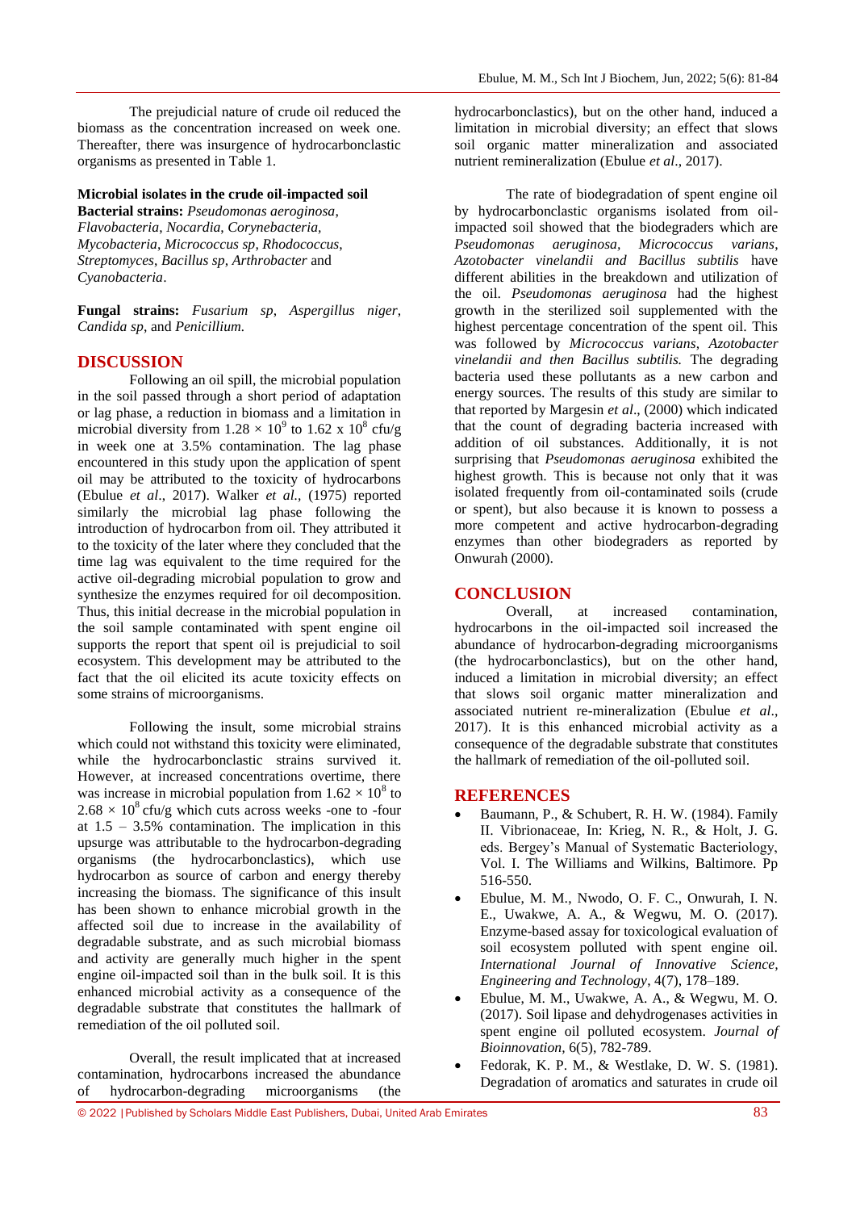The prejudicial nature of crude oil reduced the biomass as the concentration increased on week one. Thereafter, there was insurgence of hydrocarbonclastic organisms as presented in Table 1.

**Microbial isolates in the crude oil-impacted soil**

**Bacterial strains:** *Pseudomonas aeroginosa*, *Flavobacteria*, *Nocardia*, *Corynebacteria*, *Mycobacteria*, *Micrococcus sp*, *Rhodococcus*, *Streptomyces*, *Bacillus sp*, *Arthrobacter* and *Cyanobacteria*.

**Fungal strains:** *Fusarium sp*, *Aspergillus niger*, *Candida sp*, and *Penicillium.*

## DISCUSSION

Following an oil spill, the microbial population in the soil passed through a short period of adaptation or lag phase, a reduction in biomass and a limitation in microbial diversity from $1.28 \times 10^9$ to $1.62 \times 10^8$ cfu/g in week one at 3.5% contamination. The lag phase encountered in this study upon the application of spent oil may be attributed to the toxicity of hydrocarbons (Ebulue *et al*., 2017). Walker *et al.,* (1975) reported similarly the microbial lag phase following the introduction of hydrocarbon from oil. They attributed it to the toxicity of the later where they concluded that the time lag was equivalent to the time required for the active oil-degrading microbial population to grow and synthesize the enzymes required for oil decomposition. Thus, this initial decrease in the microbial population in the soil sample contaminated with spent engine oil supports the report that spent oil is prejudicial to soil ecosystem. This development may be attributed to the fact that the oil elicited its acute toxicity effects on some strains of microorganisms.

Following the insult, some microbial strains which could not withstand this toxicity were eliminated, while the hydrocarbonclastic strains survived it. However, at increased concentrations overtime, there was increase in microbial population from $1.62 \times 10^8$ to $2.68 \times 10^8$ cfu/g which cuts across weeks -one to -four at 1.5 – 3.5% contamination. The implication in this upsurge was attributable to the hydrocarbon-degrading organisms (the hydrocarbonclastics), which use hydrocarbon as source of carbon and energy thereby increasing the biomass. The significance of this insult has been shown to enhance microbial growth in the affected soil due to increase in the availability of degradable substrate, and as such microbial biomass and activity are generally much higher in the spent engine oil-impacted soil than in the bulk soil. It is this enhanced microbial activity as a consequence of the degradable substrate that constitutes the hallmark of remediation of the oil polluted soil.

Overall, the result implicated that at increased contamination, hydrocarbons increased the abundance of hydrocarbon-degrading microorganisms (the hydrocarbonclastics), but on the other hand, induced a limitation in microbial diversity; an effect that slows soil organic matter mineralization and associated nutrient remineralization (Ebulue *et al*., 2017).

The rate of biodegradation of spent engine oil by hydrocarbonclastic organisms isolated from oil-impacted soil showed that the biodegraders which are *Pseudomonas aeruginosa*, *Micrococcus varians*, *Azotobacter vinelandii and Bacillus subtilis* have different abilities in the breakdown and utilization of the oil. *Pseudomonas aeruginosa* had the highest growth in the sterilized soil supplemented with the highest percentage concentration of the spent oil. This was followed by *Micrococcus varians*, *Azotobacter vinelandii and then Bacillus subtilis.* The degrading bacteria used these pollutants as a new carbon and energy sources. The results of this study are similar to that reported by Margesin *et al*., (2000) which indicated that the count of degrading bacteria increased with addition of oil substances. Additionally, it is not surprising that *Pseudomonas aeruginosa* exhibited the highest growth. This is because not only that it was isolated frequently from oil-contaminated soils (crude or spent), but also because it is known to possess a more competent and active hydrocarbon-degrading enzymes than other biodegraders as reported by Onwurah (2000).

## CONCLUSION

Overall, at increased contamination, hydrocarbons in the oil-impacted soil increased the abundance of hydrocarbon-degrading microorganisms (the hydrocarbonclastics), but on the other hand, induced a limitation in microbial diversity; an effect that slows soil organic matter mineralization and associated nutrient re-mineralization (Ebulue *et al*., 2017). It is this enhanced microbial activity as a consequence of the degradable substrate that constitutes the hallmark of remediation of the oil-polluted soil.

## REFERENCES

- Baumann, P., & Schubert, R. H. W. (1984). Family II. Vibrionaceae, In: Krieg, N. R., & Holt, J. G. eds. Bergey's Manual of Systematic Bacteriology, Vol. I. The Williams and Wilkins, Baltimore. Pp 516-550.
- Ebulue, M. M., Nwodo, O. F. C., Onwurah, I. N. E., Uwakwe, A. A., & Wegwu, M. O. (2017). Enzyme-based assay for toxicological evaluation of soil ecosystem polluted with spent engine oil. *International Journal of Innovative Science, Engineering and Technology*, 4(7), 178–189.
- Ebulue, M. M., Uwakwe, A. A., & Wegwu, M. O. (2017). Soil lipase and dehydrogenases activities in spent engine oil polluted ecosystem. *Journal of Bioinnovation*, 6(5), 782-789.
- Fedorak, K. P. M., & Westlake, D. W. S. (1981). Degradation of aromatics and saturates in crude oil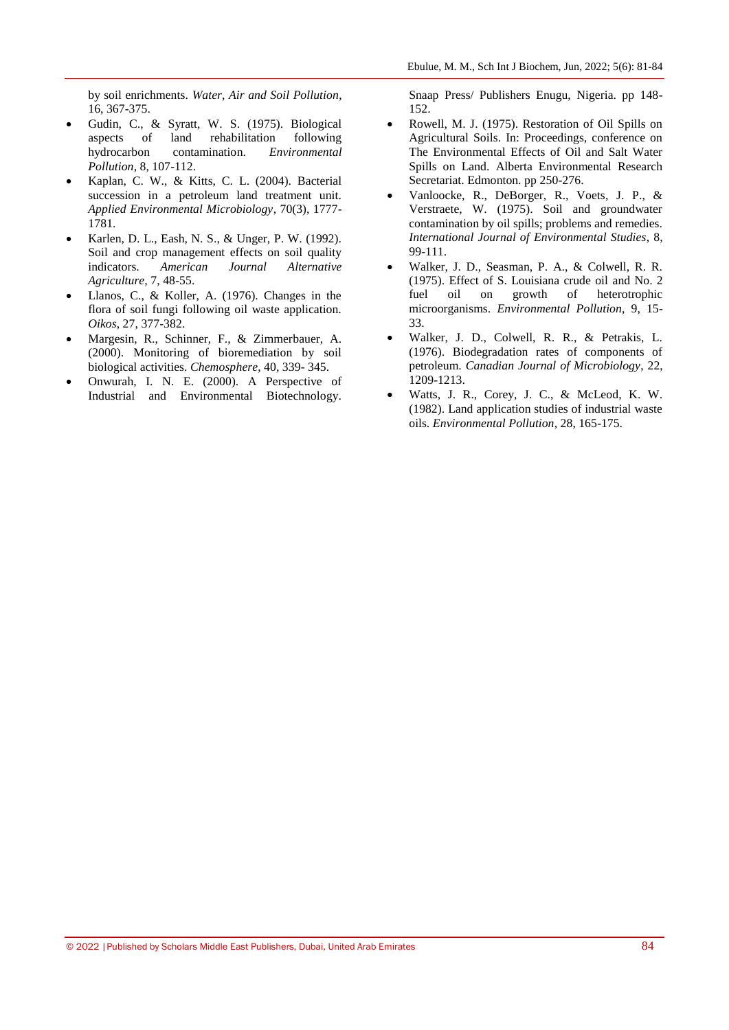by soil enrichments. *Water, Air and Soil Pollution*, 16, 367-375.

- Gudin, C., & Syratt, W. S. (1975). Biological aspects of land rehabilitation following hydrocarbon contamination. *Environmental Pollution*, 8, 107-112.
- Kaplan, C. W., & Kitts, C. L. (2004). Bacterial succession in a petroleum land treatment unit. *Applied Environmental Microbiology*, 70(3), 1777-1781.
- Karlen, D. L., Eash, N. S., & Unger, P. W. (1992). Soil and crop management effects on soil quality indicators. *American Journal Alternative Agriculture*, 7, 48-55.
- Llanos, C., & Koller, A. (1976). Changes in the flora of soil fungi following oil waste application. *Oikos*, 27, 377-382.
- Margesin, R., Schinner, F., & Zimmerbauer, A. (2000). Monitoring of bioremediation by soil biological activities. *Chemosphere*, 40, 339- 345.
- Onwurah, I. N. E. (2000). A Perspective of Industrial and Environmental Biotechnology. Snaap Press/ Publishers Enugu, Nigeria. pp 148-152.
- Rowell, M. J. (1975). Restoration of Oil Spills on Agricultural Soils. In: Proceedings, conference on The Environmental Effects of Oil and Salt Water Spills on Land. Alberta Environmental Research Secretariat. Edmonton. pp 250-276.
- Vanloocke, R., DeBorger, R., Voets, J. P., & Verstraete, W. (1975). Soil and groundwater contamination by oil spills; problems and remedies. *International Journal of Environmental Studies*, 8, 99-111.
- Walker, J. D., Seasman, P. A., & Colwell, R. R. (1975). Effect of S. Louisiana crude oil and No. 2 fuel oil on growth of heterotrophic microorganisms. *Environmental Pollution*, 9, 15-33.
- Walker, J. D., Colwell, R. R., & Petrakis, L. (1976). Biodegradation rates of components of petroleum. *Canadian Journal of Microbiology*, 22, 1209-1213.
- Watts, J. R., Corey, J. C., & McLeod, K. W. (1982). Land application studies of industrial waste oils. *Environmental Pollution*, 28, 165-175.